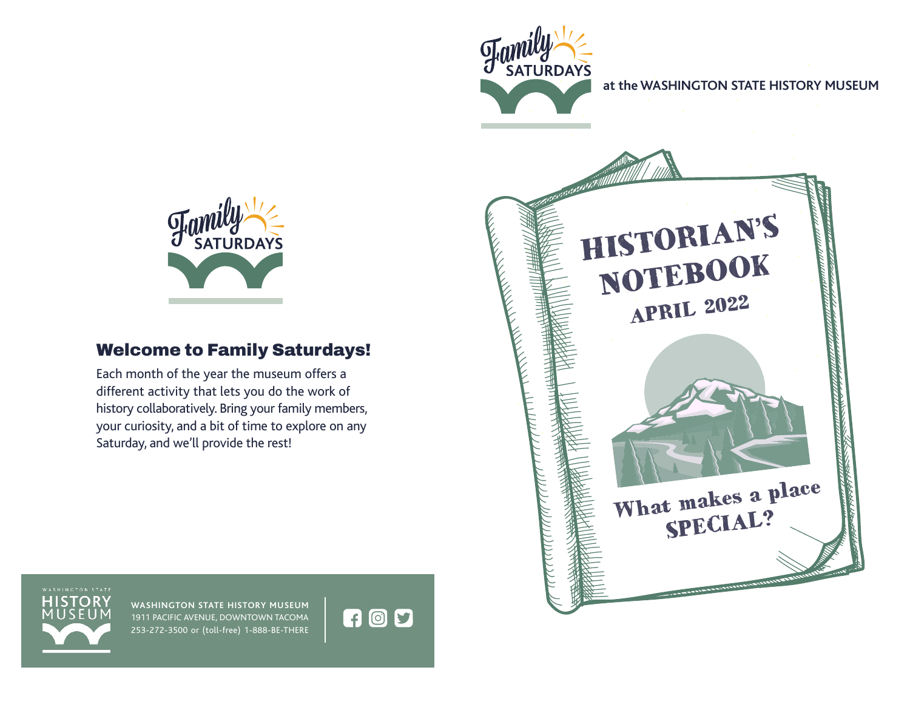Family Saturdays at the WASHINGTON STATE HISTORY MUSEUM

# HISTORIAN'S NOTEBOOK

## APRIL 2022

What makes a place SPECIAL?

Family Saturdays

## Welcome to Family Saturdays!

Each month of the year the museum offers a different activity that lets you do the work of history collaboratively. Bring your family members, your curiosity, and a bit of time to explore on any Saturday, and we'll provide the rest!

WASHINGTON STATE HISTORY MUSEUM

WASHINGTON STATE HISTORY MUSEUM
1911 PACIFIC AVENUE, DOWNTOWN TACOMA
253-272-3500 or (toll-free) 1-888-BE-THERE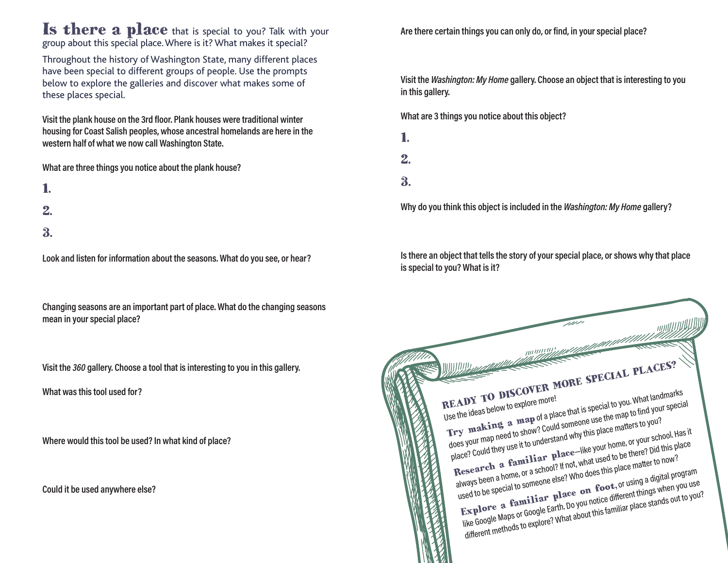**Is there a place** that is special to you? Talk with your group about this special place. Where is it? What makes it special?

Throughout the history of Washington State, many different places have been special to different groups of people. Use the prompts below to explore the galleries and discover what makes some of these places special.

**Visit the plank house on the 3rd floor. Plank houses were traditional winter housing for Coast Salish peoples, whose ancestral homelands are here in the western half of what we now call Washington State.**

**What are three things you notice about the plank house?**

1.
2.
3.

**Look and listen for information about the seasons. What do you see, or hear?**

**Changing seasons are an important part of place. What do the changing seasons mean in your special place?**

**Visit the *360* gallery. Choose a tool that is interesting to you in this gallery.**

**What was this tool used for?**

**Where would this tool be used? In what kind of place?**

**Could it be used anywhere else?**

**Are there certain things you can only do, or find, in your special place?**

**Visit the *Washington: My Home* gallery. Choose an object that is interesting to you in this gallery.**

**What are 3 things you notice about this object?**

1.
2.
3.

**Why do you think this object is included in the *Washington: My Home* gallery?**

**Is there an object that tells the story of your special place, or shows why that place is special to you? What is it?**

## READY TO DISCOVER MORE SPECIAL PLACES?

Use the ideas below to explore more!

**Try making a map** of a place that is special to you. What landmarks does your map need to show? Could someone use the map to find your special place? Could they use it to understand why this place matters to you?

**Research a familiar place**—like your home, or your school. Has it always been a home, or a school? If not, what used to be there? Did this place used to be special to someone else? Who does this place matter to now?

**Explore a familiar place on foot,** or using a digital program like Google Maps or Google Earth. Do you notice different things when you use different methods to explore? What about this familiar place stands out to you?